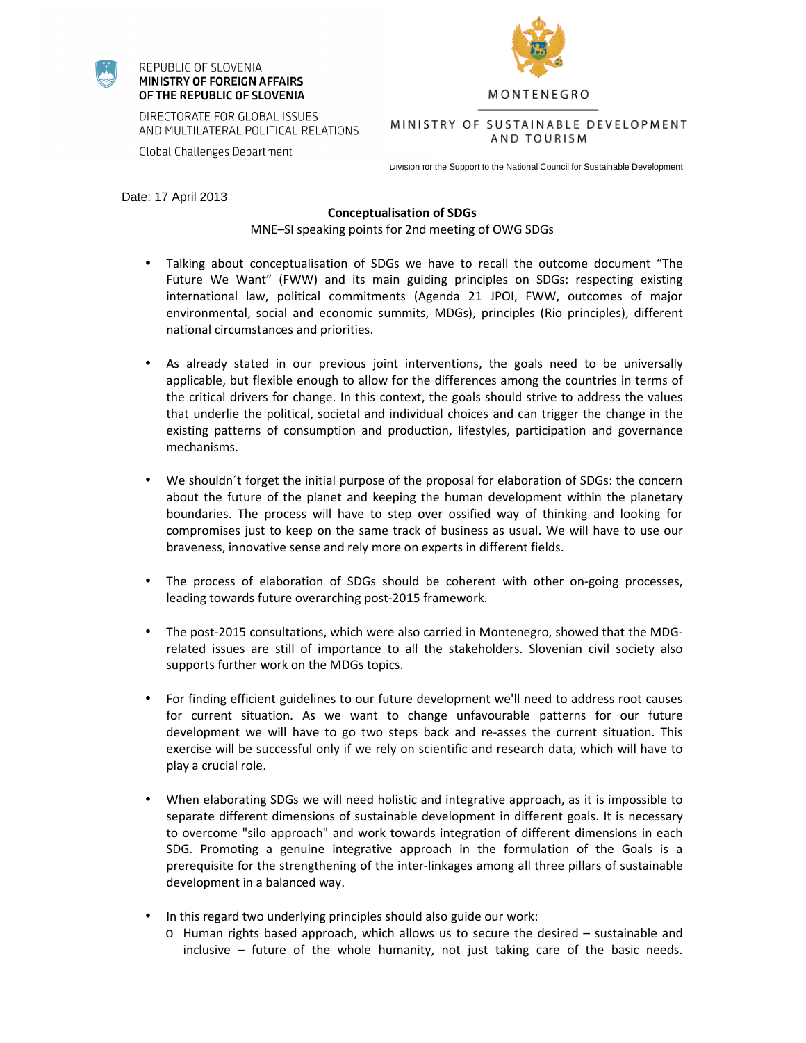REPUBLIC OF SLOVENIA
**MINISTRY OF FOREIGN AFFAIRS OF THE REPUBLIC OF SLOVENIA**

DIRECTORATE FOR GLOBAL ISSUES AND MULTILATERAL POLITICAL RELATIONS

Global Challenges Department

MONTENEGRO

MINISTRY OF SUSTAINABLE DEVELOPMENT AND TOURISM

Division for the Support to the National Council for Sustainable Development

Date: 17 April 2013

**Conceptualisation of SDGs**

MNE–SI speaking points for 2nd meeting of OWG SDGs

- Talking about conceptualisation of SDGs we have to recall the outcome document "The Future We Want" (FWW) and its main guiding principles on SDGs: respecting existing international law, political commitments (Agenda 21 JPOI, FWW, outcomes of major environmental, social and economic summits, MDGs), principles (Rio principles), different national circumstances and priorities.

- As already stated in our previous joint interventions, the goals need to be universally applicable, but flexible enough to allow for the differences among the countries in terms of the critical drivers for change. In this context, the goals should strive to address the values that underlie the political, societal and individual choices and can trigger the change in the existing patterns of consumption and production, lifestyles, participation and governance mechanisms.

- We shouldn´t forget the initial purpose of the proposal for elaboration of SDGs: the concern about the future of the planet and keeping the human development within the planetary boundaries. The process will have to step over ossified way of thinking and looking for compromises just to keep on the same track of business as usual. We will have to use our braveness, innovative sense and rely more on experts in different fields.

- The process of elaboration of SDGs should be coherent with other on-going processes, leading towards future overarching post-2015 framework.

- The post-2015 consultations, which were also carried in Montenegro, showed that the MDG-related issues are still of importance to all the stakeholders. Slovenian civil society also supports further work on the MDGs topics.

- For finding efficient guidelines to our future development we'll need to address root causes for current situation. As we want to change unfavourable patterns for our future development we will have to go two steps back and re-asses the current situation. This exercise will be successful only if we rely on scientific and research data, which will have to play a crucial role.

- When elaborating SDGs we will need holistic and integrative approach, as it is impossible to separate different dimensions of sustainable development in different goals. It is necessary to overcome "silo approach" and work towards integration of different dimensions in each SDG. Promoting a genuine integrative approach in the formulation of the Goals is a prerequisite for the strengthening of the inter-linkages among all three pillars of sustainable development in a balanced way.

- In this regard two underlying principles should also guide our work:
  - Human rights based approach, which allows us to secure the desired – sustainable and inclusive – future of the whole humanity, not just taking care of the basic needs.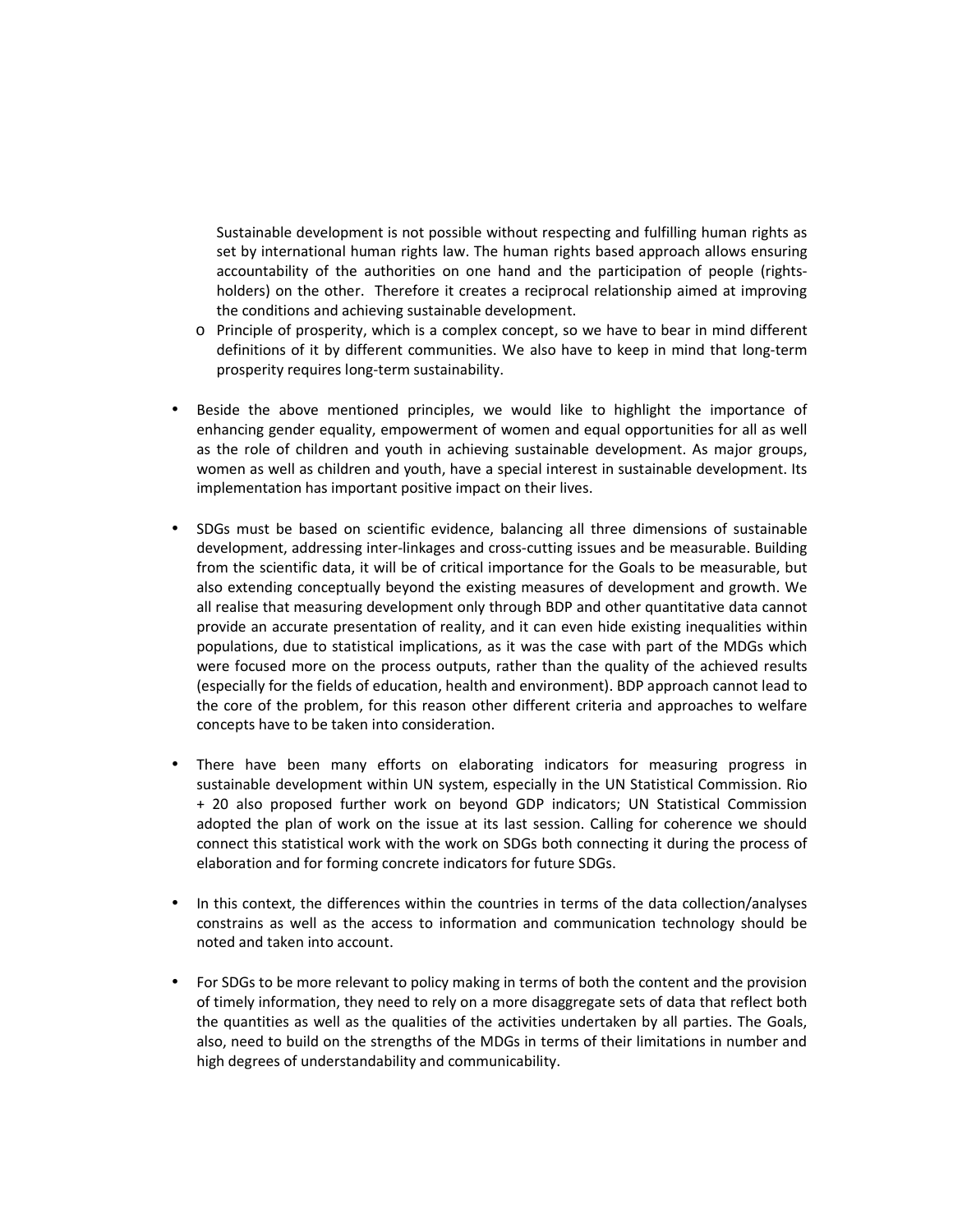Sustainable development is not possible without respecting and fulfilling human rights as set by international human rights law. The human rights based approach allows ensuring accountability of the authorities on one hand and the participation of people (rights-holders) on the other. Therefore it creates a reciprocal relationship aimed at improving the conditions and achieving sustainable development.

  - Principle of prosperity, which is a complex concept, so we have to bear in mind different definitions of it by different communities. We also have to keep in mind that long-term prosperity requires long-term sustainability.

- Beside the above mentioned principles, we would like to highlight the importance of enhancing gender equality, empowerment of women and equal opportunities for all as well as the role of children and youth in achieving sustainable development. As major groups, women as well as children and youth, have a special interest in sustainable development. Its implementation has important positive impact on their lives.

- SDGs must be based on scientific evidence, balancing all three dimensions of sustainable development, addressing inter-linkages and cross-cutting issues and be measurable. Building from the scientific data, it will be of critical importance for the Goals to be measurable, but also extending conceptually beyond the existing measures of development and growth. We all realise that measuring development only through BDP and other quantitative data cannot provide an accurate presentation of reality, and it can even hide existing inequalities within populations, due to statistical implications, as it was the case with part of the MDGs which were focused more on the process outputs, rather than the quality of the achieved results (especially for the fields of education, health and environment). BDP approach cannot lead to the core of the problem, for this reason other different criteria and approaches to welfare concepts have to be taken into consideration.

- There have been many efforts on elaborating indicators for measuring progress in sustainable development within UN system, especially in the UN Statistical Commission. Rio + 20 also proposed further work on beyond GDP indicators; UN Statistical Commission adopted the plan of work on the issue at its last session. Calling for coherence we should connect this statistical work with the work on SDGs both connecting it during the process of elaboration and for forming concrete indicators for future SDGs.

- In this context, the differences within the countries in terms of the data collection/analyses constrains as well as the access to information and communication technology should be noted and taken into account.

- For SDGs to be more relevant to policy making in terms of both the content and the provision of timely information, they need to rely on a more disaggregate sets of data that reflect both the quantities as well as the qualities of the activities undertaken by all parties. The Goals, also, need to build on the strengths of the MDGs in terms of their limitations in number and high degrees of understandability and communicability.